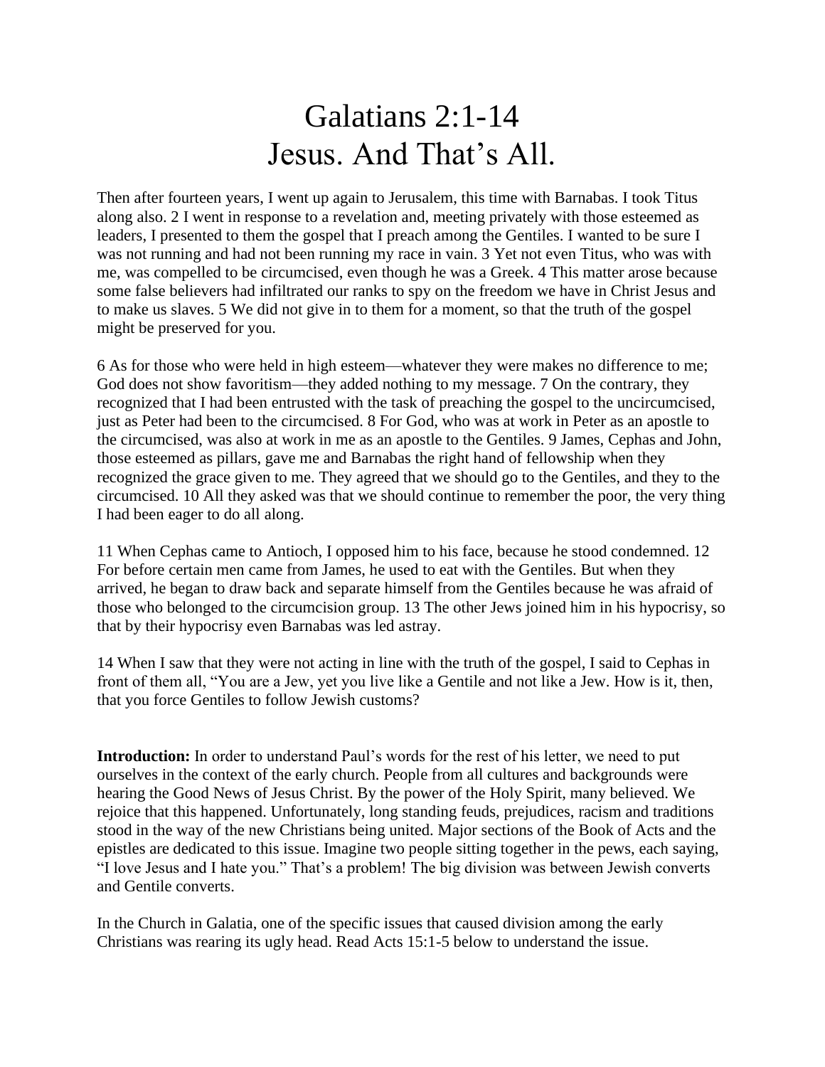# Galatians 2:1-14
# Jesus. And That's All.

Then after fourteen years, I went up again to Jerusalem, this time with Barnabas. I took Titus along also. 2 I went in response to a revelation and, meeting privately with those esteemed as leaders, I presented to them the gospel that I preach among the Gentiles. I wanted to be sure I was not running and had not been running my race in vain. 3 Yet not even Titus, who was with me, was compelled to be circumcised, even though he was a Greek. 4 This matter arose because some false believers had infiltrated our ranks to spy on the freedom we have in Christ Jesus and to make us slaves. 5 We did not give in to them for a moment, so that the truth of the gospel might be preserved for you.

6 As for those who were held in high esteem—whatever they were makes no difference to me; God does not show favoritism—they added nothing to my message. 7 On the contrary, they recognized that I had been entrusted with the task of preaching the gospel to the uncircumcised, just as Peter had been to the circumcised. 8 For God, who was at work in Peter as an apostle to the circumcised, was also at work in me as an apostle to the Gentiles. 9 James, Cephas and John, those esteemed as pillars, gave me and Barnabas the right hand of fellowship when they recognized the grace given to me. They agreed that we should go to the Gentiles, and they to the circumcised. 10 All they asked was that we should continue to remember the poor, the very thing I had been eager to do all along.

11 When Cephas came to Antioch, I opposed him to his face, because he stood condemned. 12 For before certain men came from James, he used to eat with the Gentiles. But when they arrived, he began to draw back and separate himself from the Gentiles because he was afraid of those who belonged to the circumcision group. 13 The other Jews joined him in his hypocrisy, so that by their hypocrisy even Barnabas was led astray.

14 When I saw that they were not acting in line with the truth of the gospel, I said to Cephas in front of them all, "You are a Jew, yet you live like a Gentile and not like a Jew. How is it, then, that you force Gentiles to follow Jewish customs?

**Introduction:** In order to understand Paul's words for the rest of his letter, we need to put ourselves in the context of the early church. People from all cultures and backgrounds were hearing the Good News of Jesus Christ. By the power of the Holy Spirit, many believed. We rejoice that this happened. Unfortunately, long standing feuds, prejudices, racism and traditions stood in the way of the new Christians being united. Major sections of the Book of Acts and the epistles are dedicated to this issue. Imagine two people sitting together in the pews, each saying, "I love Jesus and I hate you." That's a problem! The big division was between Jewish converts and Gentile converts.

In the Church in Galatia, one of the specific issues that caused division among the early Christians was rearing its ugly head. Read Acts 15:1-5 below to understand the issue.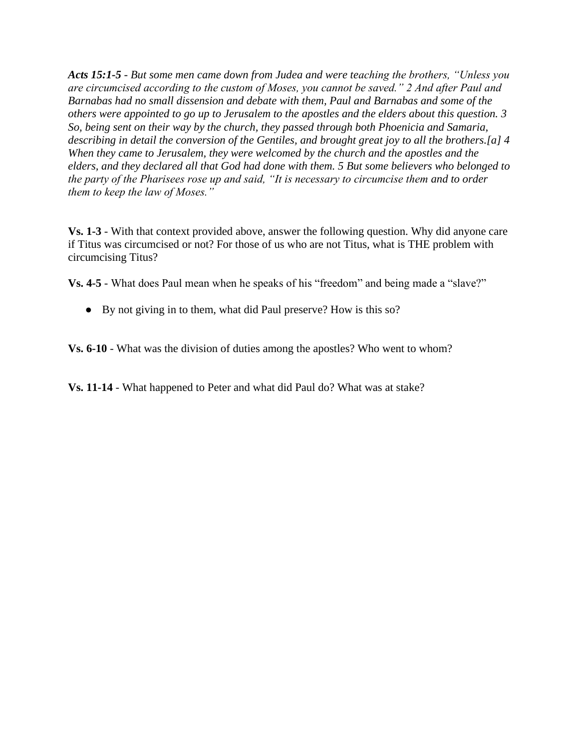***Acts 15:1-5*** *- But some men came down from Judea and were teaching the brothers, "Unless you are circumcised according to the custom of Moses, you cannot be saved." 2 And after Paul and Barnabas had no small dissension and debate with them, Paul and Barnabas and some of the others were appointed to go up to Jerusalem to the apostles and the elders about this question. 3 So, being sent on their way by the church, they passed through both Phoenicia and Samaria, describing in detail the conversion of the Gentiles, and brought great joy to all the brothers.[a] 4 When they came to Jerusalem, they were welcomed by the church and the apostles and the elders, and they declared all that God had done with them. 5 But some believers who belonged to the party of the Pharisees rose up and said, "It is necessary to circumcise them and to order them to keep the law of Moses."*

**Vs. 1-3** - With that context provided above, answer the following question. Why did anyone care if Titus was circumcised or not? For those of us who are not Titus, what is THE problem with circumcising Titus?

**Vs. 4-5** - What does Paul mean when he speaks of his "freedom" and being made a "slave?"

- By not giving in to them, what did Paul preserve? How is this so?

**Vs. 6-10** - What was the division of duties among the apostles? Who went to whom?

**Vs. 11-14** - What happened to Peter and what did Paul do? What was at stake?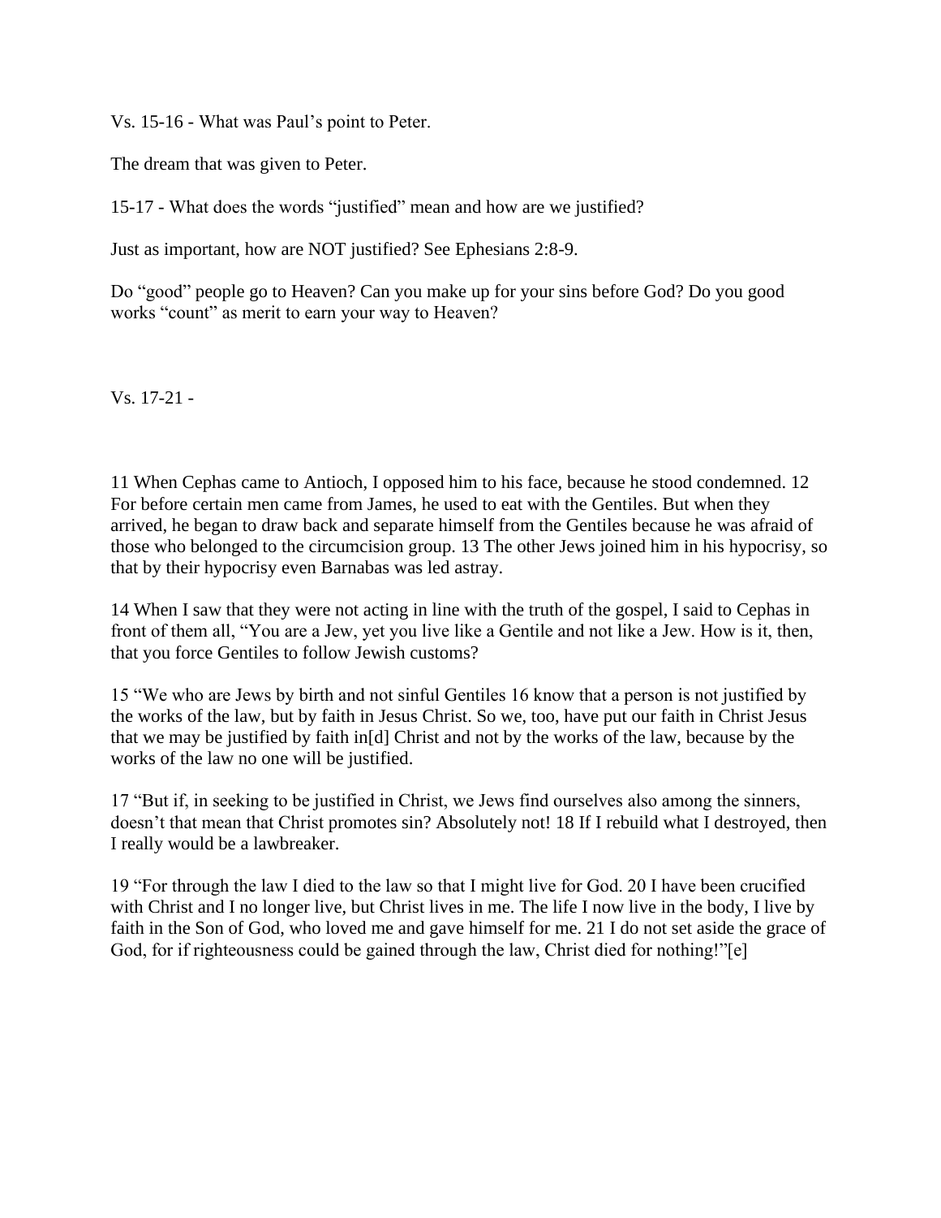Vs. 15-16 - What was Paul's point to Peter.

The dream that was given to Peter.

15-17 - What does the words "justified" mean and how are we justified?

Just as important, how are NOT justified? See Ephesians 2:8-9.

Do "good" people go to Heaven? Can you make up for your sins before God? Do you good works "count" as merit to earn your way to Heaven?

Vs. 17-21 -

11 When Cephas came to Antioch, I opposed him to his face, because he stood condemned. 12 For before certain men came from James, he used to eat with the Gentiles. But when they arrived, he began to draw back and separate himself from the Gentiles because he was afraid of those who belonged to the circumcision group. 13 The other Jews joined him in his hypocrisy, so that by their hypocrisy even Barnabas was led astray.

14 When I saw that they were not acting in line with the truth of the gospel, I said to Cephas in front of them all, "You are a Jew, yet you live like a Gentile and not like a Jew. How is it, then, that you force Gentiles to follow Jewish customs?

15 "We who are Jews by birth and not sinful Gentiles 16 know that a person is not justified by the works of the law, but by faith in Jesus Christ. So we, too, have put our faith in Christ Jesus that we may be justified by faith in[d] Christ and not by the works of the law, because by the works of the law no one will be justified.

17 "But if, in seeking to be justified in Christ, we Jews find ourselves also among the sinners, doesn't that mean that Christ promotes sin? Absolutely not! 18 If I rebuild what I destroyed, then I really would be a lawbreaker.

19 "For through the law I died to the law so that I might live for God. 20 I have been crucified with Christ and I no longer live, but Christ lives in me. The life I now live in the body, I live by faith in the Son of God, who loved me and gave himself for me. 21 I do not set aside the grace of God, for if righteousness could be gained through the law, Christ died for nothing!"[e]